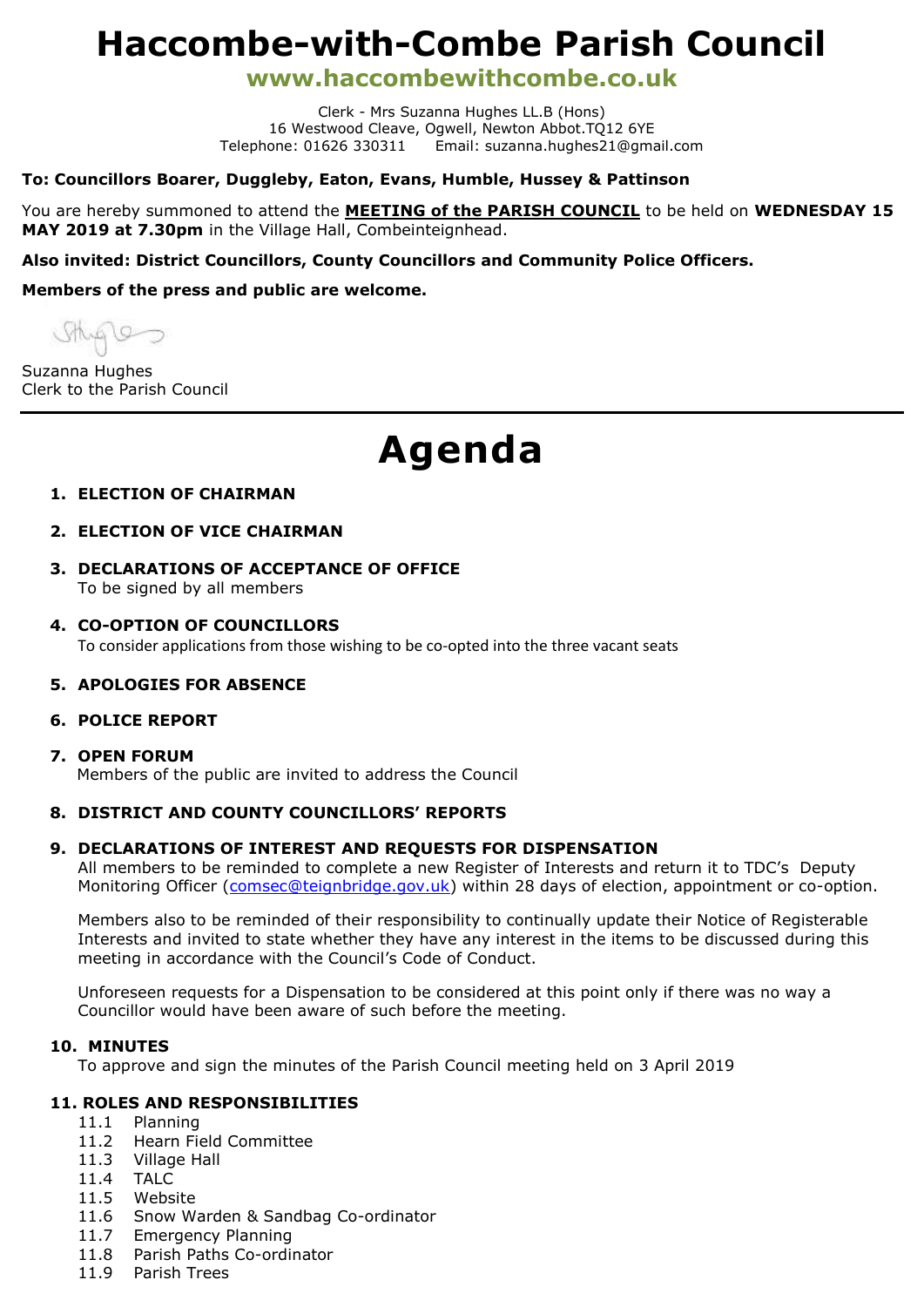# Haccombe-with-Combe Parish Council

## www.haccombewithcombe.co.uk

Clerk - Mrs Suzanna Hughes LL.B (Hons)
16 Westwood Cleave, Ogwell, Newton Abbot.TQ12 6YE
Telephone: 01626 330311 Email: suzanna.hughes21@gmail.com

**To: Councillors Boarer, Duggleby, Eaton, Evans, Humble, Hussey & Pattinson**

You are hereby summoned to attend the **MEETING of the PARISH COUNCIL** to be held on **WEDNESDAY 15 MAY 2019 at 7.30pm** in the Village Hall, Combeinteignhead.

**Also invited: District Councillors, County Councillors and Community Police Officers.**

**Members of the press and public are welcome.**

Suzanna Hughes
Clerk to the Parish Council

---

# Agenda

1. **ELECTION OF CHAIRMAN**
2. **ELECTION OF VICE CHAIRMAN**
3. **DECLARATIONS OF ACCEPTANCE OF OFFICE**
   To be signed by all members
4. **CO-OPTION OF COUNCILLORS**
   To consider applications from those wishing to be co-opted into the three vacant seats
5. **APOLOGIES FOR ABSENCE**
6. **POLICE REPORT**
7. **OPEN FORUM**
   Members of the public are invited to address the Council
8. **DISTRICT AND COUNTY COUNCILLORS' REPORTS**
9. **DECLARATIONS OF INTEREST AND REQUESTS FOR DISPENSATION**
   All members to be reminded to complete a new Register of Interests and return it to TDC's Deputy Monitoring Officer (comsec@teignbridge.gov.uk) within 28 days of election, appointment or co-option.

   Members also to be reminded of their responsibility to continually update their Notice of Registerable Interests and invited to state whether they have any interest in the items to be discussed during this meeting in accordance with the Council's Code of Conduct.

   Unforeseen requests for a Dispensation to be considered at this point only if there was no way a Councillor would have been aware of such before the meeting.
10. **MINUTES**
    To approve and sign the minutes of the Parish Council meeting held on 3 April 2019
11. **ROLES AND RESPONSIBILITIES**
    - 11.1 Planning
    - 11.2 Hearn Field Committee
    - 11.3 Village Hall
    - 11.4 TALC
    - 11.5 Website
    - 11.6 Snow Warden & Sandbag Co-ordinator
    - 11.7 Emergency Planning
    - 11.8 Parish Paths Co-ordinator
    - 11.9 Parish Trees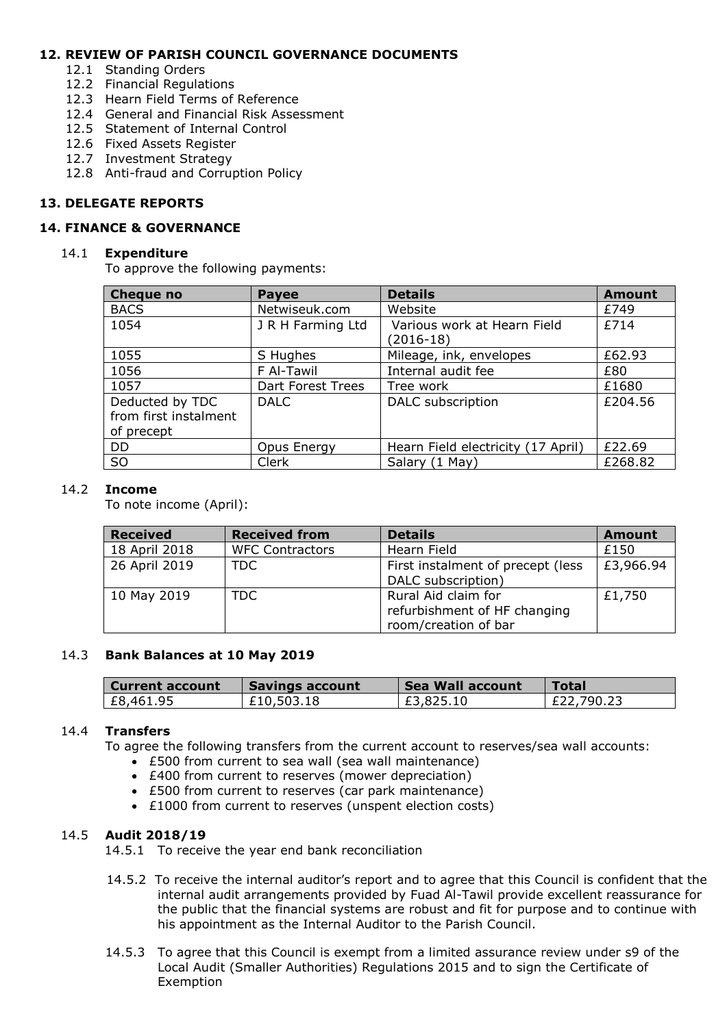## 12. REVIEW OF PARISH COUNCIL GOVERNANCE DOCUMENTS

- 12.1 Standing Orders
- 12.2 Financial Regulations
- 12.3 Hearn Field Terms of Reference
- 12.4 General and Financial Risk Assessment
- 12.5 Statement of Internal Control
- 12.6 Fixed Assets Register
- 12.7 Investment Strategy
- 12.8 Anti-fraud and Corruption Policy

## 13. DELEGATE REPORTS

## 14. FINANCE & GOVERNANCE

### 14.1 Expenditure

To approve the following payments:

| Cheque no | Payee | Details | Amount |
|---|---|---|---|
| BACS | Netwiseuk.com | Website | £749 |
| 1054 | J R H Farming Ltd | Various work at Hearn Field (2016-18) | £714 |
| 1055 | S Hughes | Mileage, ink, envelopes | £62.93 |
| 1056 | F Al-Tawil | Internal audit fee | £80 |
| 1057 | Dart Forest Trees | Tree work | £1680 |
| Deducted by TDC from first instalment of precept | DALC | DALC subscription | £204.56 |
| DD | Opus Energy | Hearn Field electricity (17 April) | £22.69 |
| SO | Clerk | Salary (1 May) | £268.82 |

### 14.2 Income

To note income (April):

| Received | Received from | Details | Amount |
|---|---|---|---|
| 18 April 2018 | WFC Contractors | Hearn Field | £150 |
| 26 April 2019 | TDC | First instalment of precept (less DALC subscription) | £3,966.94 |
| 10 May 2019 | TDC | Rural Aid claim for refurbishment of HF changing room/creation of bar | £1,750 |

### 14.3 Bank Balances at 10 May 2019

| Current account | Savings account | Sea Wall account | Total |
|---|---|---|---|
| £8,461.95 | £10,503.18 | £3,825.10 | £22,790.23 |

### 14.4 Transfers

To agree the following transfers from the current account to reserves/sea wall accounts:

- £500 from current to sea wall (sea wall maintenance)
- £400 from current to reserves (mower depreciation)
- £500 from current to reserves (car park maintenance)
- £1000 from current to reserves (unspent election costs)

### 14.5 Audit 2018/19

14.5.1 To receive the year end bank reconciliation

14.5.2 To receive the internal auditor's report and to agree that this Council is confident that the internal audit arrangements provided by Fuad Al-Tawil provide excellent reassurance for the public that the financial systems are robust and fit for purpose and to continue with his appointment as the Internal Auditor to the Parish Council.

14.5.3 To agree that this Council is exempt from a limited assurance review under s9 of the Local Audit (Smaller Authorities) Regulations 2015 and to sign the Certificate of Exemption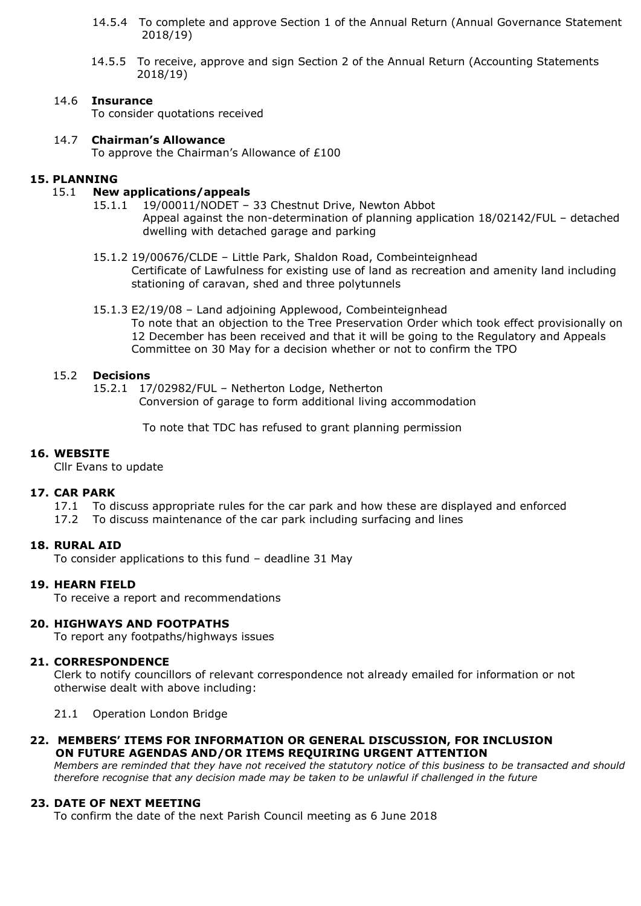14.5.4 To complete and approve Section 1 of the Annual Return (Annual Governance Statement 2018/19)

14.5.5 To receive, approve and sign Section 2 of the Annual Return (Accounting Statements 2018/19)

14.6 **Insurance**
To consider quotations received

14.7 **Chairman's Allowance**
To approve the Chairman's Allowance of £100

## 15. PLANNING

15.1 **New applications/appeals**

15.1.1 19/00011/NODET – 33 Chestnut Drive, Newton Abbot
Appeal against the non-determination of planning application 18/02142/FUL – detached dwelling with detached garage and parking

15.1.2 19/00676/CLDE – Little Park, Shaldon Road, Combeinteignhead
Certificate of Lawfulness for existing use of land as recreation and amenity land including stationing of caravan, shed and three polytunnels

15.1.3 E2/19/08 – Land adjoining Applewood, Combeinteignhead
To note that an objection to the Tree Preservation Order which took effect provisionally on 12 December has been received and that it will be going to the Regulatory and Appeals Committee on 30 May for a decision whether or not to confirm the TPO

15.2 **Decisions**

15.2.1 17/02982/FUL – Netherton Lodge, Netherton
Conversion of garage to form additional living accommodation

To note that TDC has refused to grant planning permission

## 16. WEBSITE

Cllr Evans to update

## 17. CAR PARK

17.1 To discuss appropriate rules for the car park and how these are displayed and enforced

17.2 To discuss maintenance of the car park including surfacing and lines

## 18. RURAL AID

To consider applications to this fund – deadline 31 May

## 19. HEARN FIELD

To receive a report and recommendations

## 20. HIGHWAYS AND FOOTPATHS

To report any footpaths/highways issues

## 21. CORRESPONDENCE

Clerk to notify councillors of relevant correspondence not already emailed for information or not otherwise dealt with above including:

21.1 Operation London Bridge

## 22. MEMBERS' ITEMS FOR INFORMATION OR GENERAL DISCUSSION, FOR INCLUSION ON FUTURE AGENDAS AND/OR ITEMS REQUIRING URGENT ATTENTION

*Members are reminded that they have not received the statutory notice of this business to be transacted and should therefore recognise that any decision made may be taken to be unlawful if challenged in the future*

## 23. DATE OF NEXT MEETING

To confirm the date of the next Parish Council meeting as 6 June 2018